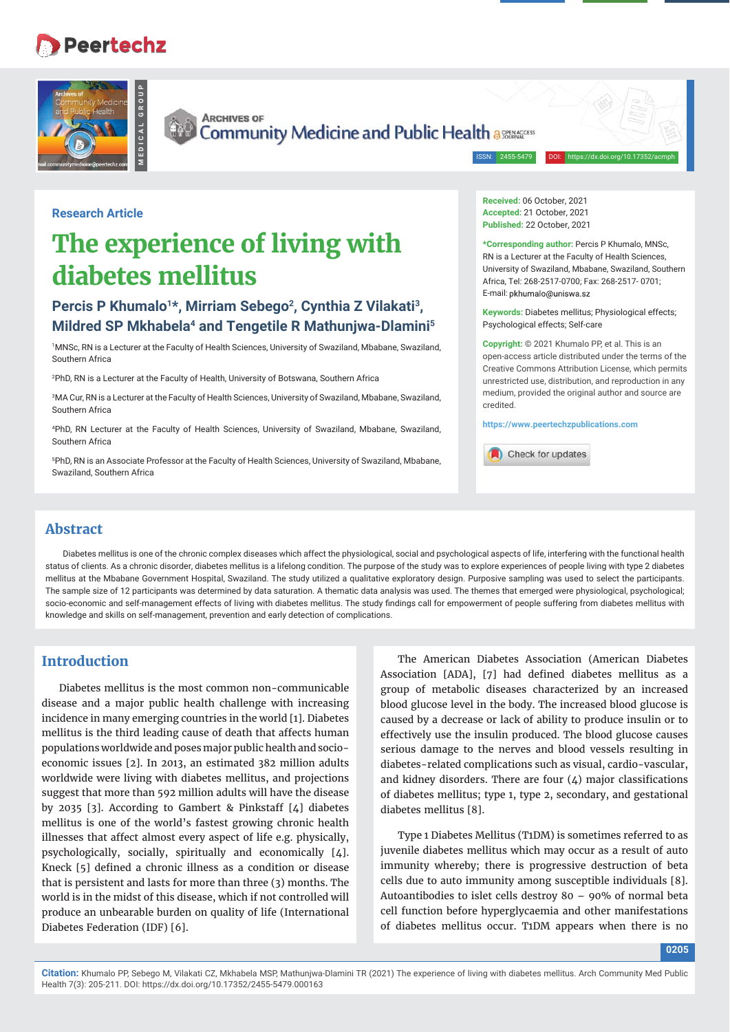Research Article

# The experience of living with diabetes mellitus

**Percis P Khumalo[1]*, Mirriam Sebego[2], Cynthia Z Vilakati[3], Mildred SP Mkhabela[4] and Tengetile R Mathunjwa-Dlamini[5]**

[1]MNSc, RN is a Lecturer at the Faculty of Health Sciences, University of Swaziland, Mbabane, Swaziland, Southern Africa

[2]PhD, RN is a Lecturer at the Faculty of Health, University of Botswana, Southern Africa

[3]MA Cur, RN is a Lecturer at the Faculty of Health Sciences, University of Swaziland, Mbabane, Swaziland, Southern Africa

[4]PhD, RN Lecturer at the Faculty of Health Sciences, University of Swaziland, Mbabane, Swaziland, Southern Africa

[5]PhD, RN is an Associate Professor at the Faculty of Health Sciences, University of Swaziland, Mbabane, Swaziland, Southern Africa

**Received:** 06 October, 2021
**Accepted:** 21 October, 2021
**Published:** 22 October, 2021

***Corresponding author:** Percis P Khumalo, MNSc, RN is a Lecturer at the Faculty of Health Sciences, University of Swaziland, Mbabane, Swaziland, Southern Africa, Tel: 268-2517-0700; Fax: 268-2517- 0701; E-mail: pkhumalo@uniswa.sz

**Keywords:** Diabetes mellitus; Physiological effects; Psychological effects; Self-care

**Copyright:** © 2021 Khumalo PP, et al. This is an open-access article distributed under the terms of the Creative Commons Attribution License, which permits unrestricted use, distribution, and reproduction in any medium, provided the original author and source are credited.

https://www.peertechzpublications.com

## Abstract

Diabetes mellitus is one of the chronic complex diseases which affect the physiological, social and psychological aspects of life, interfering with the functional health status of clients. As a chronic disorder, diabetes mellitus is a lifelong condition. The purpose of the study was to explore experiences of people living with type 2 diabetes mellitus at the Mbabane Government Hospital, Swaziland. The study utilized a qualitative exploratory design. Purposive sampling was used to select the participants. The sample size of 12 participants was determined by data saturation. A thematic data analysis was used. The themes that emerged were physiological, psychological; socio-economic and self-management effects of living with diabetes mellitus. The study findings call for empowerment of people suffering from diabetes mellitus with knowledge and skills on self-management, prevention and early detection of complications.

## Introduction

Diabetes mellitus is the most common non-communicable disease and a major public health challenge with increasing incidence in many emerging countries in the world [1]. Diabetes mellitus is the third leading cause of death that affects human populations worldwide and poses major public health and socio-economic issues [2]. In 2013, an estimated 382 million adults worldwide were living with diabetes mellitus, and projections suggest that more than 592 million adults will have the disease by 2035 [3]. According to Gambert & Pinkstaff [4] diabetes mellitus is one of the world's fastest growing chronic health illnesses that affect almost every aspect of life e.g. physically, psychologically, socially, spiritually and economically [4]. Kneck [5] defined a chronic illness as a condition or disease that is persistent and lasts for more than three (3) months. The world is in the midst of this disease, which if not controlled will produce an unbearable burden on quality of life (International Diabetes Federation (IDF) [6].

The American Diabetes Association (American Diabetes Association [ADA], [7] had defined diabetes mellitus as a group of metabolic diseases characterized by an increased blood glucose level in the body. The increased blood glucose is caused by a decrease or lack of ability to produce insulin or to effectively use the insulin produced. The blood glucose causes serious damage to the nerves and blood vessels resulting in diabetes-related complications such as visual, cardio-vascular, and kidney disorders. There are four (4) major classifications of diabetes mellitus; type 1, type 2, secondary, and gestational diabetes mellitus [8].

Type 1 Diabetes Mellitus (T1DM) is sometimes referred to as juvenile diabetes mellitus which may occur as a result of auto immunity whereby; there is progressive destruction of beta cells due to auto immunity among susceptible individuals [8]. Autoantibodies to islet cells destroy 80 – 90% of normal beta cell function before hyperglycaemia and other manifestations of diabetes mellitus occur. T1DM appears when there is no

**Citation:** Khumalo PP, Sebego M, Vilakati CZ, Mkhabela MSP, Mathunjwa-Dlamini TR (2021) The experience of living with diabetes mellitus. Arch Community Med Public Health 7(3): 205-211. DOI: https://dx.doi.org/10.17352/2455-5479.000163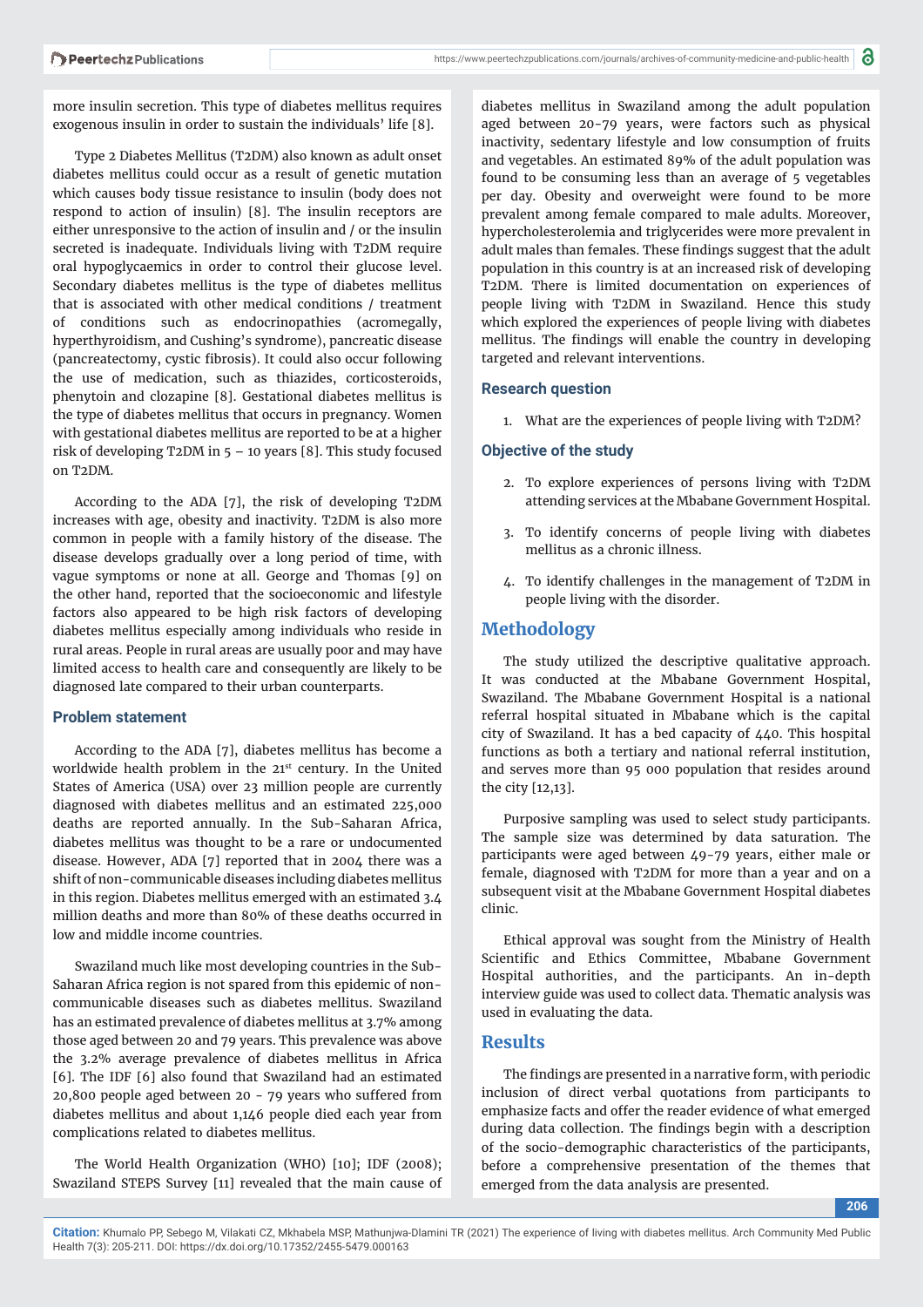more insulin secretion. This type of diabetes mellitus requires exogenous insulin in order to sustain the individuals' life [8].

Type 2 Diabetes Mellitus (T2DM) also known as adult onset diabetes mellitus could occur as a result of genetic mutation which causes body tissue resistance to insulin (body does not respond to action of insulin) [8]. The insulin receptors are either unresponsive to the action of insulin and / or the insulin secreted is inadequate. Individuals living with T2DM require oral hypoglycaemics in order to control their glucose level. Secondary diabetes mellitus is the type of diabetes mellitus that is associated with other medical conditions / treatment of conditions such as endocrinopathies (acromegally, hyperthyroidism, and Cushing's syndrome), pancreatic disease (pancreatectomy, cystic fibrosis). It could also occur following the use of medication, such as thiazides, corticosteroids, phenytoin and clozapine [8]. Gestational diabetes mellitus is the type of diabetes mellitus that occurs in pregnancy. Women with gestational diabetes mellitus are reported to be at a higher risk of developing T2DM in 5 – 10 years [8]. This study focused on T2DM.

According to the ADA [7], the risk of developing T2DM increases with age, obesity and inactivity. T2DM is also more common in people with a family history of the disease. The disease develops gradually over a long period of time, with vague symptoms or none at all. George and Thomas [9] on the other hand, reported that the socioeconomic and lifestyle factors also appeared to be high risk factors of developing diabetes mellitus especially among individuals who reside in rural areas. People in rural areas are usually poor and may have limited access to health care and consequently are likely to be diagnosed late compared to their urban counterparts.

### Problem statement

According to the ADA [7], diabetes mellitus has become a worldwide health problem in the 21st century. In the United States of America (USA) over 23 million people are currently diagnosed with diabetes mellitus and an estimated 225,000 deaths are reported annually. In the Sub-Saharan Africa, diabetes mellitus was thought to be a rare or undocumented disease. However, ADA [7] reported that in 2004 there was a shift of non-communicable diseases including diabetes mellitus in this region. Diabetes mellitus emerged with an estimated 3.4 million deaths and more than 80% of these deaths occurred in low and middle income countries.

Swaziland much like most developing countries in the Sub-Saharan Africa region is not spared from this epidemic of non-communicable diseases such as diabetes mellitus. Swaziland has an estimated prevalence of diabetes mellitus at 3.7% among those aged between 20 and 79 years. This prevalence was above the 3.2% average prevalence of diabetes mellitus in Africa [6]. The IDF [6] also found that Swaziland had an estimated 20,800 people aged between 20 - 79 years who suffered from diabetes mellitus and about 1,146 people died each year from complications related to diabetes mellitus.

The World Health Organization (WHO) [10]; IDF (2008); Swaziland STEPS Survey [11] revealed that the main cause of diabetes mellitus in Swaziland among the adult population aged between 20-79 years, were factors such as physical inactivity, sedentary lifestyle and low consumption of fruits and vegetables. An estimated 89% of the adult population was found to be consuming less than an average of 5 vegetables per day. Obesity and overweight were found to be more prevalent among female compared to male adults. Moreover, hypercholesterolemia and triglycerides were more prevalent in adult males than females. These findings suggest that the adult population in this country is at an increased risk of developing T2DM. There is limited documentation on experiences of people living with T2DM in Swaziland. Hence this study which explored the experiences of people living with diabetes mellitus. The findings will enable the country in developing targeted and relevant interventions.

### Research question

1. What are the experiences of people living with T2DM?

### Objective of the study

2. To explore experiences of persons living with T2DM attending services at the Mbabane Government Hospital.
3. To identify concerns of people living with diabetes mellitus as a chronic illness.
4. To identify challenges in the management of T2DM in people living with the disorder.

## Methodology

The study utilized the descriptive qualitative approach. It was conducted at the Mbabane Government Hospital, Swaziland. The Mbabane Government Hospital is a national referral hospital situated in Mbabane which is the capital city of Swaziland. It has a bed capacity of 440. This hospital functions as both a tertiary and national referral institution, and serves more than 95 000 population that resides around the city [12,13].

Purposive sampling was used to select study participants. The sample size was determined by data saturation. The participants were aged between 49-79 years, either male or female, diagnosed with T2DM for more than a year and on a subsequent visit at the Mbabane Government Hospital diabetes clinic.

Ethical approval was sought from the Ministry of Health Scientific and Ethics Committee, Mbabane Government Hospital authorities, and the participants. An in-depth interview guide was used to collect data. Thematic analysis was used in evaluating the data.

## Results

The findings are presented in a narrative form, with periodic inclusion of direct verbal quotations from participants to emphasize facts and offer the reader evidence of what emerged during data collection. The findings begin with a description of the socio-demographic characteristics of the participants, before a comprehensive presentation of the themes that emerged from the data analysis are presented.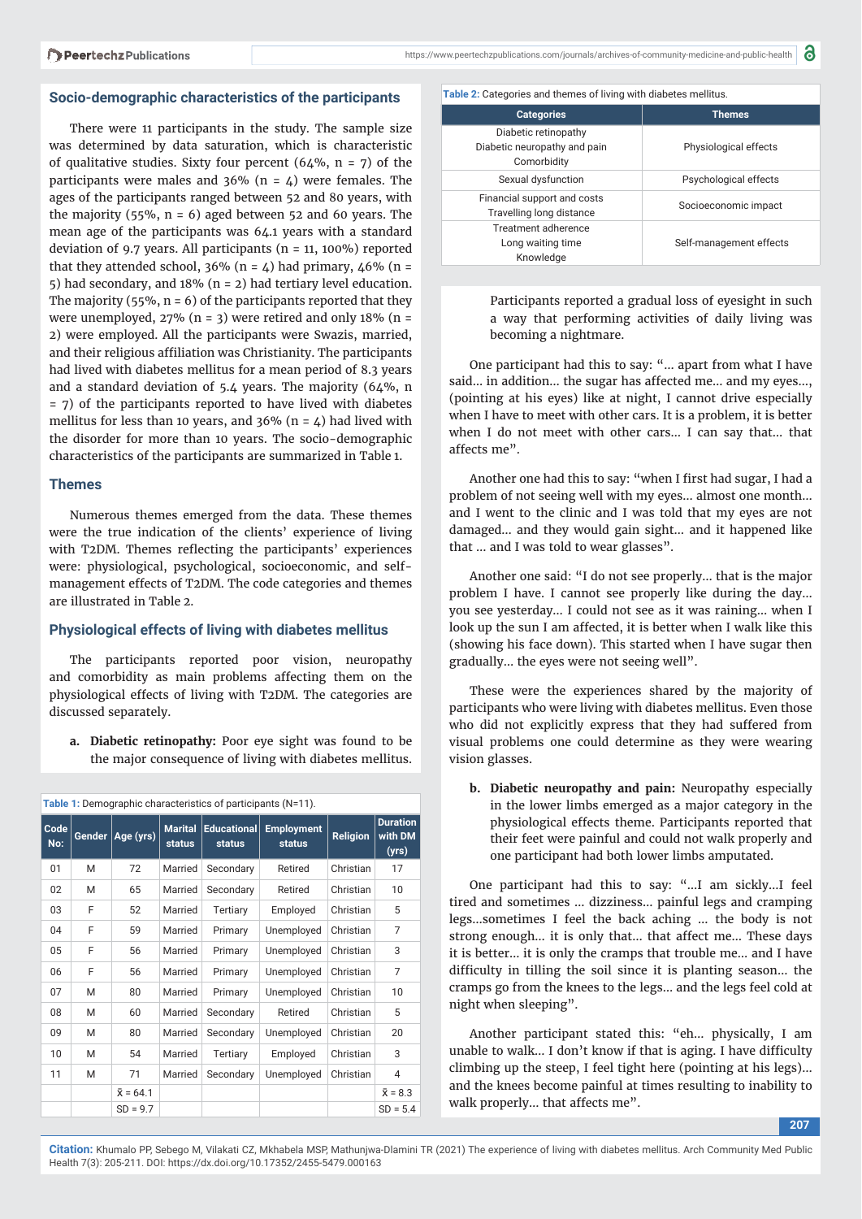## Socio-demographic characteristics of the participants

There were 11 participants in the study. The sample size was determined by data saturation, which is characteristic of qualitative studies. Sixty four percent (64%, n = 7) of the participants were males and 36% (n = 4) were females. The ages of the participants ranged between 52 and 80 years, with the majority (55%, n = 6) aged between 52 and 60 years. The mean age of the participants was 64.1 years with a standard deviation of 9.7 years. All participants (n = 11, 100%) reported that they attended school, 36% (n = 4) had primary, 46% (n = 5) had secondary, and 18% (n = 2) had tertiary level education. The majority (55%, n = 6) of the participants reported that they were unemployed, 27% (n = 3) were retired and only 18% (n = 2) were employed. All the participants were Swazis, married, and their religious affiliation was Christianity. The participants had lived with diabetes mellitus for a mean period of 8.3 years and a standard deviation of 5.4 years. The majority (64%, n = 7) of the participants reported to have lived with diabetes mellitus for less than 10 years, and 36% (n = 4) had lived with the disorder for more than 10 years. The socio-demographic characteristics of the participants are summarized in Table 1.

## Themes

Numerous themes emerged from the data. These themes were the true indication of the clients' experience of living with T2DM. Themes reflecting the participants' experiences were: physiological, psychological, socioeconomic, and self-management effects of T2DM. The code categories and themes are illustrated in Table 2.

## Physiological effects of living with diabetes mellitus

The participants reported poor vision, neuropathy and comorbidity as main problems affecting them on the physiological effects of living with T2DM. The categories are discussed separately.

a. **Diabetic retinopathy:** Poor eye sight was found to be the major consequence of living with diabetes mellitus. Participants reported a gradual loss of eyesight in such a way that performing activities of daily living was becoming a nightmare.

**Table 1:** Demographic characteristics of participants (N=11).

| Code No: | Gender | Age (yrs) | Marital status | Educational status | Employment status | Religion | Duration with DM (yrs) |
|---|---|---|---|---|---|---|---|
| 01 | M | 72 | Married | Secondary | Retired | Christian | 17 |
| 02 | M | 65 | Married | Secondary | Retired | Christian | 10 |
| 03 | F | 52 | Married | Tertiary | Employed | Christian | 5 |
| 04 | F | 59 | Married | Primary | Unemployed | Christian | 7 |
| 05 | F | 56 | Married | Primary | Unemployed | Christian | 3 |
| 06 | F | 56 | Married | Primary | Unemployed | Christian | 7 |
| 07 | M | 80 | Married | Primary | Unemployed | Christian | 10 |
| 08 | M | 60 | Married | Secondary | Retired | Christian | 5 |
| 09 | M | 80 | Married | Secondary | Unemployed | Christian | 20 |
| 10 | M | 54 | Married | Tertiary | Employed | Christian | 3 |
| 11 | M | 71 | Married | Secondary | Unemployed | Christian | 4 |
| | | $\bar{x}$ = 64.1 | | | | | $\bar{x}$ = 8.3 |
| | | SD = 9.7 | | | | | SD = 5.4 |

**Table 2:** Categories and themes of living with diabetes mellitus.

| Categories | Themes |
|---|---|
| Diabetic retinopathy<br>Diabetic neuropathy and pain<br>Comorbidity | Physiological effects |
| Sexual dysfunction | Psychological effects |
| Financial support and costs<br>Travelling long distance | Socioeconomic impact |
| Treatment adherence<br>Long waiting time<br>Knowledge | Self-management effects |

One participant had this to say: "... apart from what I have said... in addition... the sugar has affected me... and my eyes..., (pointing at his eyes) like at night, I cannot drive especially when I have to meet with other cars. It is a problem, it is better when I do not meet with other cars... I can say that... that affects me".

Another one had this to say: "when I first had sugar, I had a problem of not seeing well with my eyes... almost one month... and I went to the clinic and I was told that my eyes are not damaged... and they would gain sight... and it happened like that ... and I was told to wear glasses".

Another one said: "I do not see properly... that is the major problem I have. I cannot see properly like during the day... you see yesterday... I could not see as it was raining... when I look up the sun I am affected, it is better when I walk like this (showing his face down). This started when I have sugar then gradually... the eyes were not seeing well".

These were the experiences shared by the majority of participants who were living with diabetes mellitus. Even those who did not explicitly express that they had suffered from visual problems one could determine as they were wearing vision glasses.

b. **Diabetic neuropathy and pain:** Neuropathy especially in the lower limbs emerged as a major category in the physiological effects theme. Participants reported that their feet were painful and could not walk properly and one participant had both lower limbs amputated.

One participant had this to say: "...I am sickly...I feel tired and sometimes ... dizziness... painful legs and cramping legs...sometimes I feel the back aching ... the body is not strong enough... it is only that... that affect me... These days it is better... it is only the cramps that trouble me... and I have difficulty in tilling the soil since it is planting season... the cramps go from the knees to the legs... and the legs feel cold at night when sleeping".

Another participant stated this: "eh... physically, I am unable to walk... I don't know if that is aging. I have difficulty climbing up the steep, I feel tight here (pointing at his legs)... and the knees become painful at times resulting to inability to walk properly... that affects me".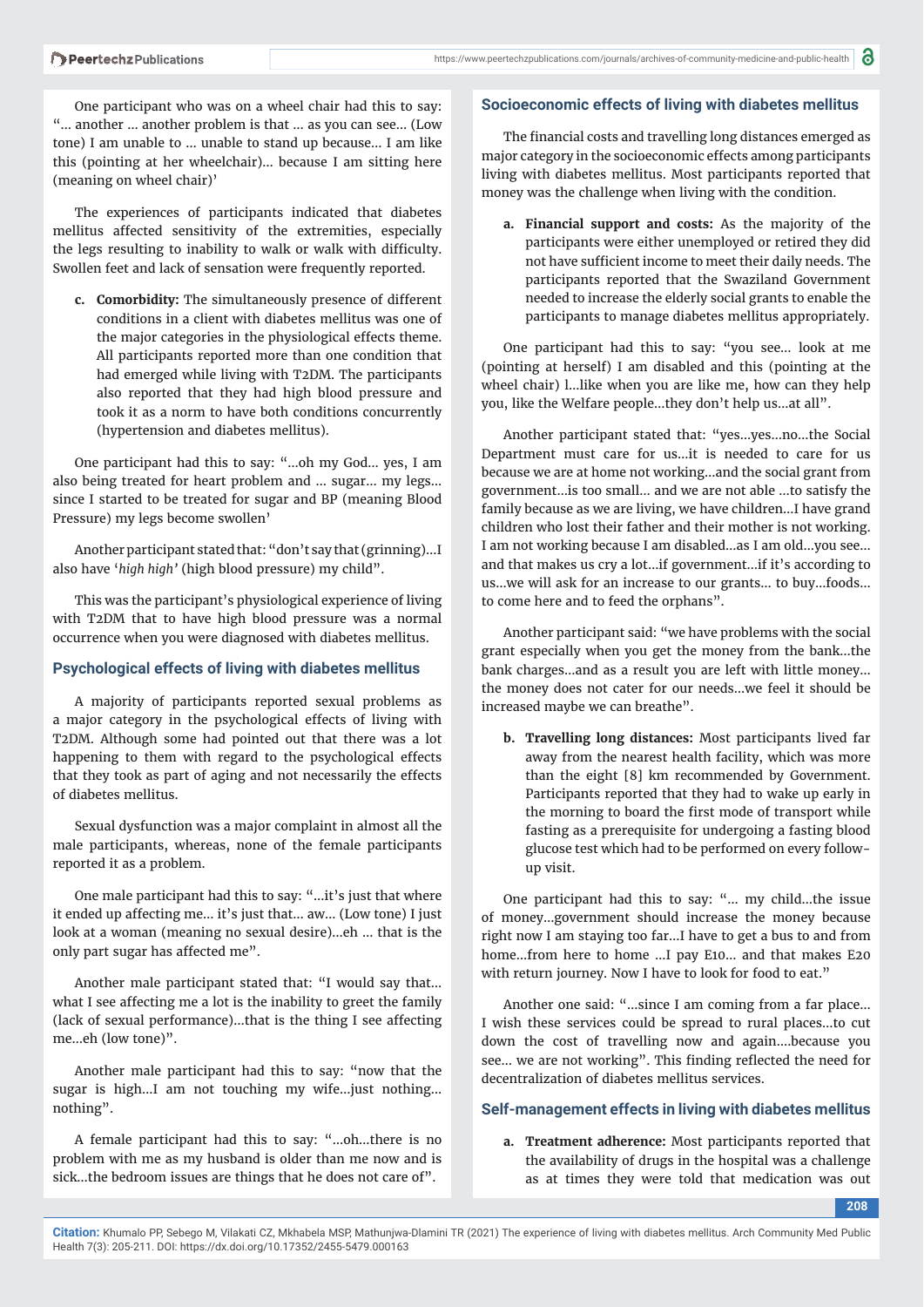One participant who was on a wheel chair had this to say: "... another ... another problem is that ... as you can see... (Low tone) I am unable to ... unable to stand up because... I am like this (pointing at her wheelchair)... because I am sitting here (meaning on wheel chair)'

The experiences of participants indicated that diabetes mellitus affected sensitivity of the extremities, especially the legs resulting to inability to walk or walk with difficulty. Swollen feet and lack of sensation were frequently reported.

c. **Comorbidity:** The simultaneously presence of different conditions in a client with diabetes mellitus was one of the major categories in the physiological effects theme. All participants reported more than one condition that had emerged while living with T2DM. The participants also reported that they had high blood pressure and took it as a norm to have both conditions concurrently (hypertension and diabetes mellitus).

One participant had this to say: "...oh my God... yes, I am also being treated for heart problem and ... sugar... my legs... since I started to be treated for sugar and BP (meaning Blood Pressure) my legs become swollen'

Another participant stated that: "don't say that (grinning)...I also have '*high high*' (high blood pressure) my child".

This was the participant's physiological experience of living with T2DM that to have high blood pressure was a normal occurrence when you were diagnosed with diabetes mellitus.

## Psychological effects of living with diabetes mellitus

A majority of participants reported sexual problems as a major category in the psychological effects of living with T2DM. Although some had pointed out that there was a lot happening to them with regard to the psychological effects that they took as part of aging and not necessarily the effects of diabetes mellitus.

Sexual dysfunction was a major complaint in almost all the male participants, whereas, none of the female participants reported it as a problem.

One male participant had this to say: "...it's just that where it ended up affecting me... it's just that... aw... (Low tone) I just look at a woman (meaning no sexual desire)...eh ... that is the only part sugar has affected me".

Another male participant stated that: "I would say that... what I see affecting me a lot is the inability to greet the family (lack of sexual performance)...that is the thing I see affecting me...eh (low tone)".

Another male participant had this to say: "now that the sugar is high...I am not touching my wife...just nothing... nothing".

A female participant had this to say: "...oh...there is no problem with me as my husband is older than me now and is sick...the bedroom issues are things that he does not care of".

## Socioeconomic effects of living with diabetes mellitus

The financial costs and travelling long distances emerged as major category in the socioeconomic effects among participants living with diabetes mellitus. Most participants reported that money was the challenge when living with the condition.

a. **Financial support and costs:** As the majority of the participants were either unemployed or retired they did not have sufficient income to meet their daily needs. The participants reported that the Swaziland Government needed to increase the elderly social grants to enable the participants to manage diabetes mellitus appropriately.

One participant had this to say: "you see... look at me (pointing at herself) I am disabled and this (pointing at the wheel chair) l...like when you are like me, how can they help you, like the Welfare people...they don't help us...at all".

Another participant stated that: "yes...yes...no...the Social Department must care for us...it is needed to care for us because we are at home not working...and the social grant from government...is too small... and we are not able ...to satisfy the family because as we are living, we have children...I have grand children who lost their father and their mother is not working. I am not working because I am disabled...as I am old...you see... and that makes us cry a lot...if government...if it's according to us...we will ask for an increase to our grants... to buy...foods... to come here and to feed the orphans".

Another participant said: "we have problems with the social grant especially when you get the money from the bank...the bank charges...and as a result you are left with little money... the money does not cater for our needs...we feel it should be increased maybe we can breathe".

b. **Travelling long distances:** Most participants lived far away from the nearest health facility, which was more than the eight [8] km recommended by Government. Participants reported that they had to wake up early in the morning to board the first mode of transport while fasting as a prerequisite for undergoing a fasting blood glucose test which had to be performed on every follow-up visit.

One participant had this to say: "... my child...the issue of money...government should increase the money because right now I am staying too far...I have to get a bus to and from home...from here to home ...I pay E10... and that makes E20 with return journey. Now I have to look for food to eat."

Another one said: "...since I am coming from a far place... I wish these services could be spread to rural places...to cut down the cost of travelling now and again....because you see... we are not working". This finding reflected the need for decentralization of diabetes mellitus services.

## Self-management effects in living with diabetes mellitus

a. **Treatment adherence:** Most participants reported that the availability of drugs in the hospital was a challenge as at times they were told that medication was out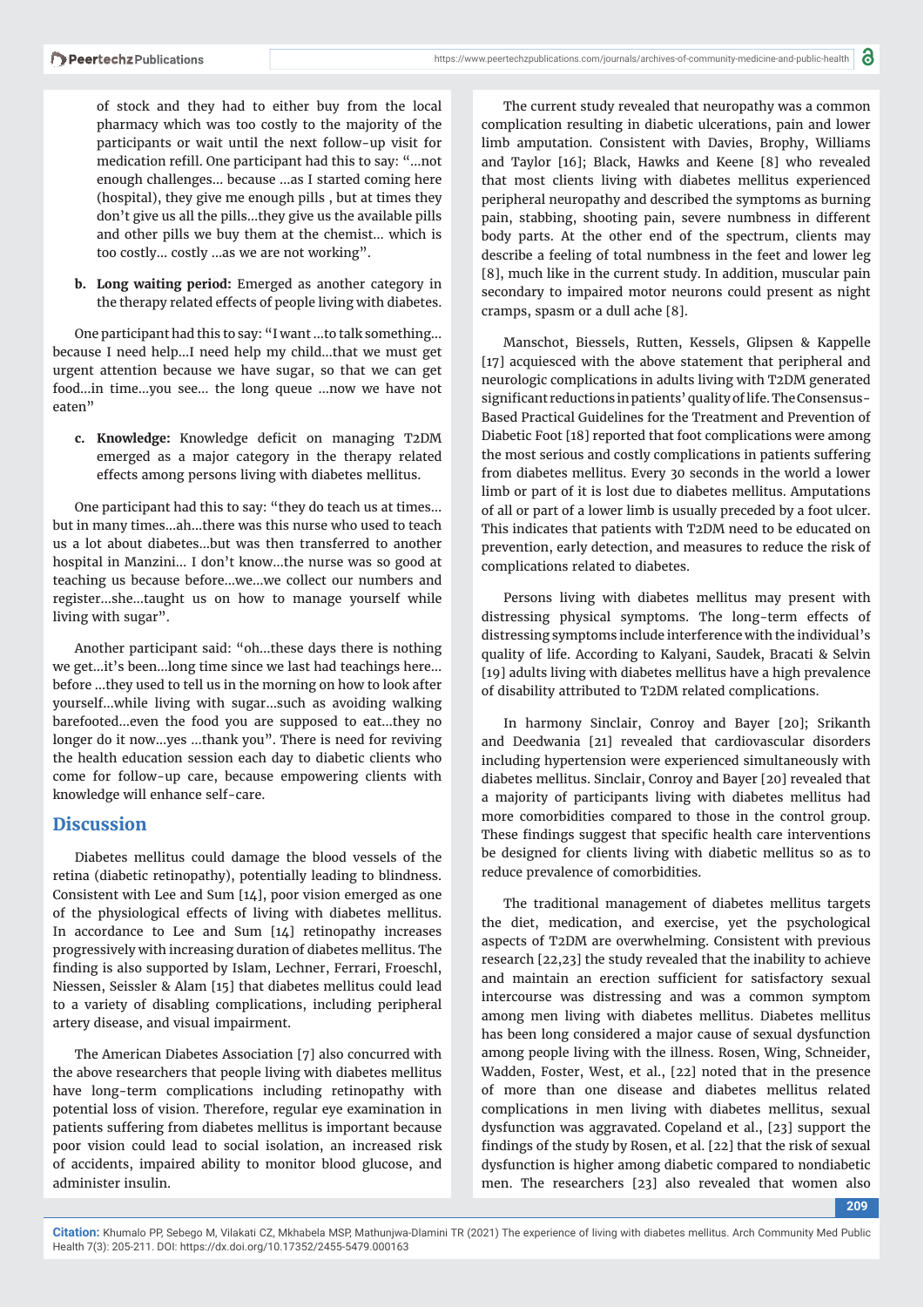of stock and they had to either buy from the local pharmacy which was too costly to the majority of the participants or wait until the next follow-up visit for medication refill. One participant had this to say: "…not enough challenges… because …as I started coming here (hospital), they give me enough pills , but at times they don't give us all the pills…they give us the available pills and other pills we buy them at the chemist… which is too costly… costly …as we are not working".

b. **Long waiting period:** Emerged as another category in the therapy related effects of people living with diabetes.

One participant had this to say: "I want …to talk something… because I need help…I need help my child…that we must get urgent attention because we have sugar, so that we can get food…in time…you see… the long queue …now we have not eaten"

c. **Knowledge:** Knowledge deficit on managing T2DM emerged as a major category in the therapy related effects among persons living with diabetes mellitus.

One participant had this to say: "they do teach us at times… but in many times…ah…there was this nurse who used to teach us a lot about diabetes…but was then transferred to another hospital in Manzini… I don't know…the nurse was so good at teaching us because before…we…we collect our numbers and register…she…taught us on how to manage yourself while living with sugar".

Another participant said: "oh…these days there is nothing we get…it's been…long time since we last had teachings here… before …they used to tell us in the morning on how to look after yourself…while living with sugar…such as avoiding walking barefooted…even the food you are supposed to eat…they no longer do it now…yes …thank you". There is need for reviving the health education session each day to diabetic clients who come for follow-up care, because empowering clients with knowledge will enhance self-care.

## Discussion

Diabetes mellitus could damage the blood vessels of the retina (diabetic retinopathy), potentially leading to blindness. Consistent with Lee and Sum [14], poor vision emerged as one of the physiological effects of living with diabetes mellitus. In accordance to Lee and Sum [14] retinopathy increases progressively with increasing duration of diabetes mellitus. The finding is also supported by Islam, Lechner, Ferrari, Froeschl, Niessen, Seissler & Alam [15] that diabetes mellitus could lead to a variety of disabling complications, including peripheral artery disease, and visual impairment.

The American Diabetes Association [7] also concurred with the above researchers that people living with diabetes mellitus have long-term complications including retinopathy with potential loss of vision. Therefore, regular eye examination in patients suffering from diabetes mellitus is important because poor vision could lead to social isolation, an increased risk of accidents, impaired ability to monitor blood glucose, and administer insulin.

The current study revealed that neuropathy was a common complication resulting in diabetic ulcerations, pain and lower limb amputation. Consistent with Davies, Brophy, Williams and Taylor [16]; Black, Hawks and Keene [8] who revealed that most clients living with diabetes mellitus experienced peripheral neuropathy and described the symptoms as burning pain, stabbing, shooting pain, severe numbness in different body parts. At the other end of the spectrum, clients may describe a feeling of total numbness in the feet and lower leg [8], much like in the current study. In addition, muscular pain secondary to impaired motor neurons could present as night cramps, spasm or a dull ache [8].

Manschot, Biessels, Rutten, Kessels, Glipsen & Kappelle [17] acquiesced with the above statement that peripheral and neurologic complications in adults living with T2DM generated significant reductions in patients' quality of life. The Consensus-Based Practical Guidelines for the Treatment and Prevention of Diabetic Foot [18] reported that foot complications were among the most serious and costly complications in patients suffering from diabetes mellitus. Every 30 seconds in the world a lower limb or part of it is lost due to diabetes mellitus. Amputations of all or part of a lower limb is usually preceded by a foot ulcer. This indicates that patients with T2DM need to be educated on prevention, early detection, and measures to reduce the risk of complications related to diabetes.

Persons living with diabetes mellitus may present with distressing physical symptoms. The long-term effects of distressing symptoms include interference with the individual's quality of life. According to Kalyani, Saudek, Bracati & Selvin [19] adults living with diabetes mellitus have a high prevalence of disability attributed to T2DM related complications.

In harmony Sinclair, Conroy and Bayer [20]; Srikanth and Deedwania [21] revealed that cardiovascular disorders including hypertension were experienced simultaneously with diabetes mellitus. Sinclair, Conroy and Bayer [20] revealed that a majority of participants living with diabetes mellitus had more comorbidities compared to those in the control group. These findings suggest that specific health care interventions be designed for clients living with diabetic mellitus so as to reduce prevalence of comorbidities.

The traditional management of diabetes mellitus targets the diet, medication, and exercise, yet the psychological aspects of T2DM are overwhelming. Consistent with previous research [22,23] the study revealed that the inability to achieve and maintain an erection sufficient for satisfactory sexual intercourse was distressing and was a common symptom among men living with diabetes mellitus. Diabetes mellitus has been long considered a major cause of sexual dysfunction among people living with the illness. Rosen, Wing, Schneider, Wadden, Foster, West, et al., [22] noted that in the presence of more than one disease and diabetes mellitus related complications in men living with diabetes mellitus, sexual dysfunction was aggravated. Copeland et al., [23] support the findings of the study by Rosen, et al. [22] that the risk of sexual dysfunction is higher among diabetic compared to nondiabetic men. The researchers [23] also revealed that women also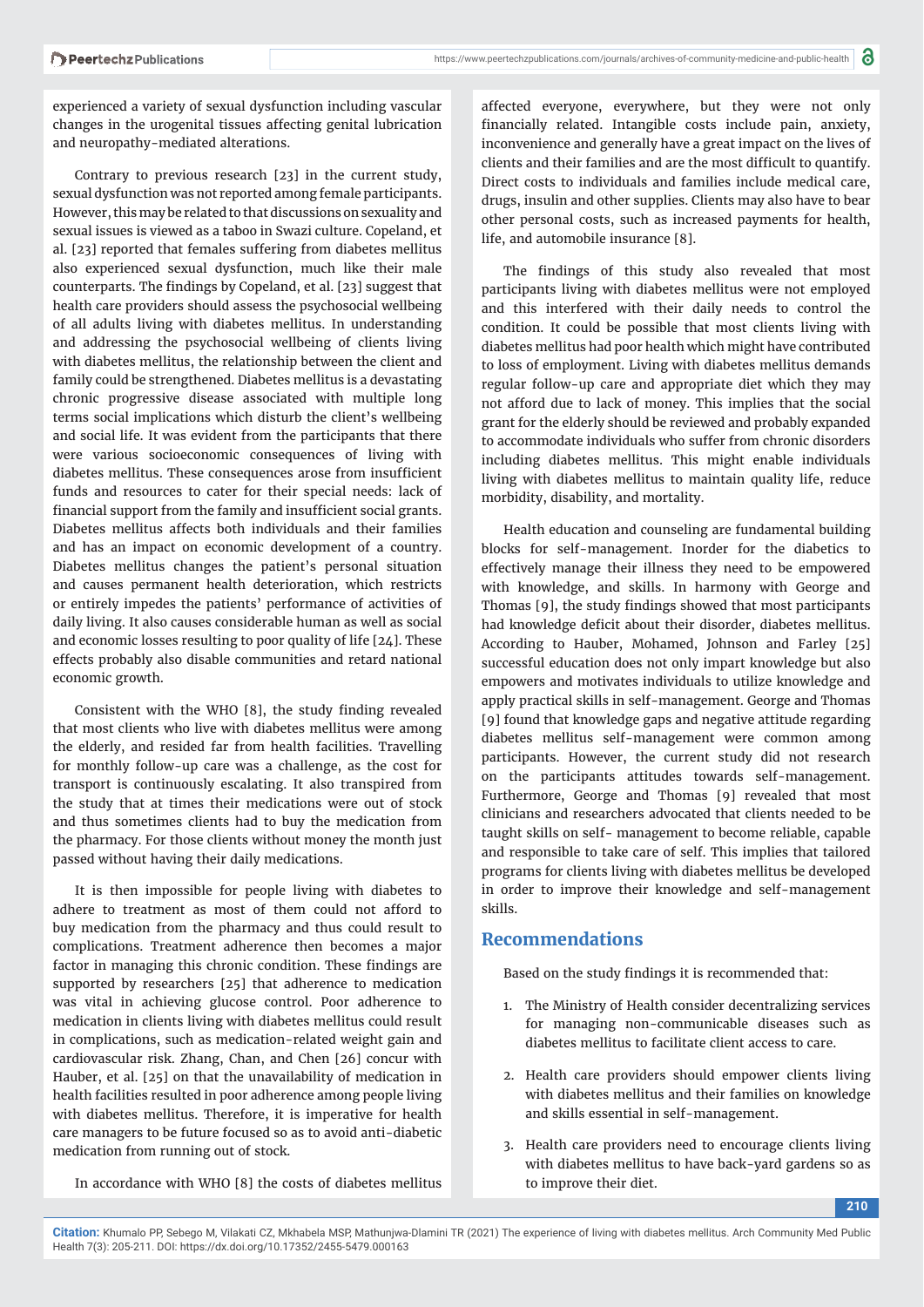experienced a variety of sexual dysfunction including vascular changes in the urogenital tissues affecting genital lubrication and neuropathy-mediated alterations.

Contrary to previous research [23] in the current study, sexual dysfunction was not reported among female participants. However, this may be related to that discussions on sexuality and sexual issues is viewed as a taboo in Swazi culture. Copeland, et al. [23] reported that females suffering from diabetes mellitus also experienced sexual dysfunction, much like their male counterparts. The findings by Copeland, et al. [23] suggest that health care providers should assess the psychosocial wellbeing of all adults living with diabetes mellitus. In understanding and addressing the psychosocial wellbeing of clients living with diabetes mellitus, the relationship between the client and family could be strengthened. Diabetes mellitus is a devastating chronic progressive disease associated with multiple long terms social implications which disturb the client's wellbeing and social life. It was evident from the participants that there were various socioeconomic consequences of living with diabetes mellitus. These consequences arose from insufficient funds and resources to cater for their special needs: lack of financial support from the family and insufficient social grants. Diabetes mellitus affects both individuals and their families and has an impact on economic development of a country. Diabetes mellitus changes the patient's personal situation and causes permanent health deterioration, which restricts or entirely impedes the patients' performance of activities of daily living. It also causes considerable human as well as social and economic losses resulting to poor quality of life [24]. These effects probably also disable communities and retard national economic growth.

Consistent with the WHO [8], the study finding revealed that most clients who live with diabetes mellitus were among the elderly, and resided far from health facilities. Travelling for monthly follow-up care was a challenge, as the cost for transport is continuously escalating. It also transpired from the study that at times their medications were out of stock and thus sometimes clients had to buy the medication from the pharmacy. For those clients without money the month just passed without having their daily medications.

It is then impossible for people living with diabetes to adhere to treatment as most of them could not afford to buy medication from the pharmacy and thus could result to complications. Treatment adherence then becomes a major factor in managing this chronic condition. These findings are supported by researchers [25] that adherence to medication was vital in achieving glucose control. Poor adherence to medication in clients living with diabetes mellitus could result in complications, such as medication-related weight gain and cardiovascular risk. Zhang, Chan, and Chen [26] concur with Hauber, et al. [25] on that the unavailability of medication in health facilities resulted in poor adherence among people living with diabetes mellitus. Therefore, it is imperative for health care managers to be future focused so as to avoid anti-diabetic medication from running out of stock.

In accordance with WHO [8] the costs of diabetes mellitus affected everyone, everywhere, but they were not only financially related. Intangible costs include pain, anxiety, inconvenience and generally have a great impact on the lives of clients and their families and are the most difficult to quantify. Direct costs to individuals and families include medical care, drugs, insulin and other supplies. Clients may also have to bear other personal costs, such as increased payments for health, life, and automobile insurance [8].

The findings of this study also revealed that most participants living with diabetes mellitus were not employed and this interfered with their daily needs to control the condition. It could be possible that most clients living with diabetes mellitus had poor health which might have contributed to loss of employment. Living with diabetes mellitus demands regular follow-up care and appropriate diet which they may not afford due to lack of money. This implies that the social grant for the elderly should be reviewed and probably expanded to accommodate individuals who suffer from chronic disorders including diabetes mellitus. This might enable individuals living with diabetes mellitus to maintain quality life, reduce morbidity, disability, and mortality.

Health education and counseling are fundamental building blocks for self-management. Inorder for the diabetics to effectively manage their illness they need to be empowered with knowledge, and skills. In harmony with George and Thomas [9], the study findings showed that most participants had knowledge deficit about their disorder, diabetes mellitus. According to Hauber, Mohamed, Johnson and Farley [25] successful education does not only impart knowledge but also empowers and motivates individuals to utilize knowledge and apply practical skills in self-management. George and Thomas [9] found that knowledge gaps and negative attitude regarding diabetes mellitus self-management were common among participants. However, the current study did not research on the participants attitudes towards self-management. Furthermore, George and Thomas [9] revealed that most clinicians and researchers advocated that clients needed to be taught skills on self- management to become reliable, capable and responsible to take care of self. This implies that tailored programs for clients living with diabetes mellitus be developed in order to improve their knowledge and self-management skills.

## Recommendations

Based on the study findings it is recommended that:

1. The Ministry of Health consider decentralizing services for managing non-communicable diseases such as diabetes mellitus to facilitate client access to care.
2. Health care providers should empower clients living with diabetes mellitus and their families on knowledge and skills essential in self-management.
3. Health care providers need to encourage clients living with diabetes mellitus to have back-yard gardens so as to improve their diet.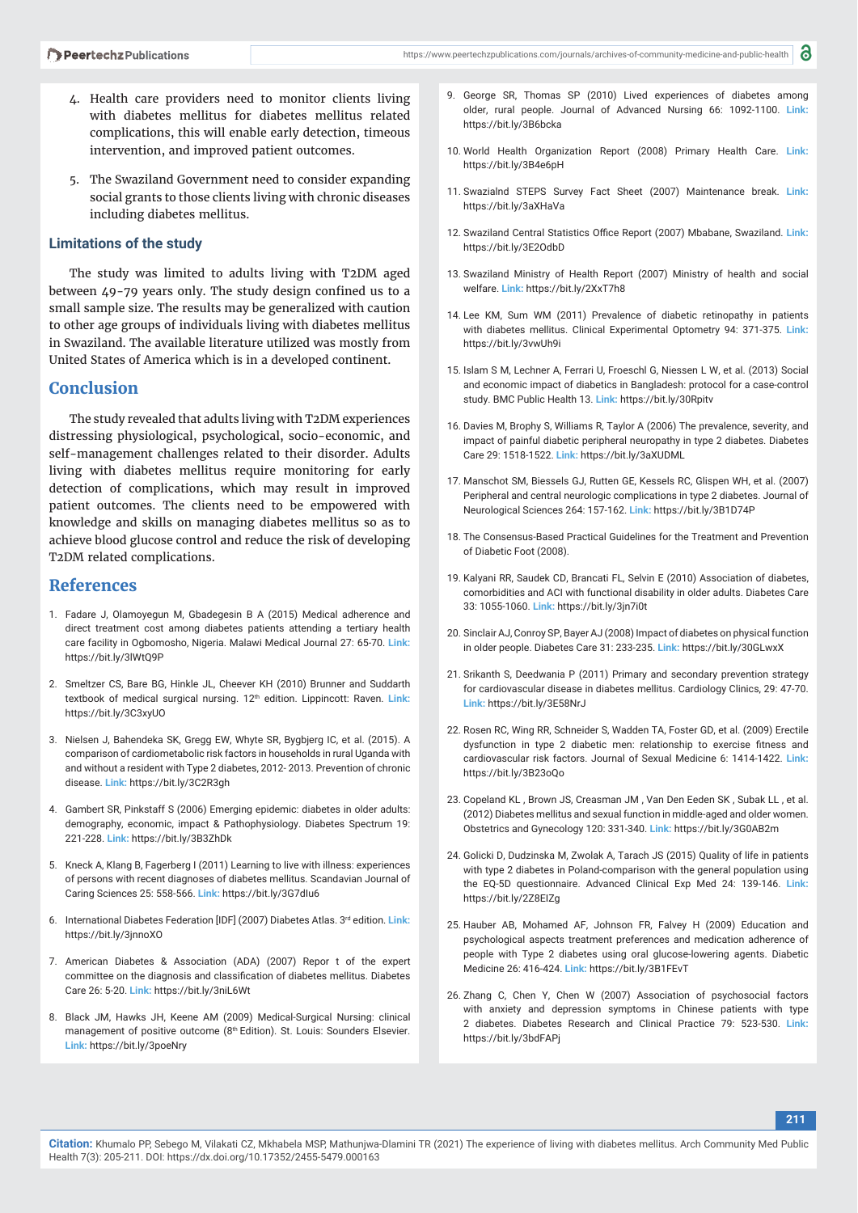4. Health care providers need to monitor clients living with diabetes mellitus for diabetes mellitus related complications, this will enable early detection, timeous intervention, and improved patient outcomes.

5. The Swaziland Government need to consider expanding social grants to those clients living with chronic diseases including diabetes mellitus.

### Limitations of the study

The study was limited to adults living with T2DM aged between 49-79 years only. The study design confined us to a small sample size. The results may be generalized with caution to other age groups of individuals living with diabetes mellitus in Swaziland. The available literature utilized was mostly from United States of America which is in a developed continent.

## Conclusion

The study revealed that adults living with T2DM experiences distressing physiological, psychological, socio-economic, and self-management challenges related to their disorder. Adults living with diabetes mellitus require monitoring for early detection of complications, which may result in improved patient outcomes. The clients need to be empowered with knowledge and skills on managing diabetes mellitus so as to achieve blood glucose control and reduce the risk of developing T2DM related complications.

## References

1. Fadare J, Olamoyegun M, Gbadegesin B A (2015) Medical adherence and direct treatment cost among diabetes patients attending a tertiary health care facility in Ogbomosho, Nigeria. Malawi Medical Journal 27: 65-70. **Link:** https://bit.ly/3lWtQ9P

2. Smeltzer CS, Bare BG, Hinkle JL, Cheever KH (2010) Brunner and Suddarth textbook of medical surgical nursing. 12th edition. Lippincott: Raven. **Link:** https://bit.ly/3C3xyUO

3. Nielsen J, Bahendeka SK, Gregg EW, Whyte SR, Bygbjerg IC, et al. (2015). A comparison of cardiometabolic risk factors in households in rural Uganda with and without a resident with Type 2 diabetes, 2012- 2013. Prevention of chronic disease. **Link:** https://bit.ly/3C2R3gh

4. Gambert SR, Pinkstaff S (2006) Emerging epidemic: diabetes in older adults: demography, economic, impact & Pathophysiology. Diabetes Spectrum 19: 221-228. **Link:** https://bit.ly/3B3ZhDk

5. Kneck A, Klang B, Fagerberg I (2011) Learning to live with illness: experiences of persons with recent diagnoses of diabetes mellitus. Scandavian Journal of Caring Sciences 25: 558-566. **Link:** https://bit.ly/3G7dIu6

6. International Diabetes Federation [IDF] (2007) Diabetes Atlas. 3rd edition. **Link:** https://bit.ly/3jnnoXO

7. American Diabetes & Association (ADA) (2007) Repor t of the expert committee on the diagnosis and classification of diabetes mellitus. Diabetes Care 26: 5-20. **Link:** https://bit.ly/3niL6Wt

8. Black JM, Hawks JH, Keene AM (2009) Medical-Surgical Nursing: clinical management of positive outcome (8th Edition). St. Louis: Sounders Elsevier. **Link:** https://bit.ly/3poeNry

9. George SR, Thomas SP (2010) Lived experiences of diabetes among older, rural people. Journal of Advanced Nursing 66: 1092-1100. **Link:** https://bit.ly/3B6bcka

10. World Health Organization Report (2008) Primary Health Care. **Link:** https://bit.ly/3B4e6pH

11. Swazialnd STEPS Survey Fact Sheet (2007) Maintenance break. **Link:** https://bit.ly/3aXHaVa

12. Swaziland Central Statistics Office Report (2007) Mbabane, Swaziland. **Link:** https://bit.ly/3E2OdbD

13. Swaziland Ministry of Health Report (2007) Ministry of health and social welfare. **Link:** https://bit.ly/2XxT7h8

14. Lee KM, Sum WM (2011) Prevalence of diabetic retinopathy in patients with diabetes mellitus. Clinical Experimental Optometry 94: 371-375. **Link:** https://bit.ly/3vwUh9i

15. Islam S M, Lechner A, Ferrari U, Froeschl G, Niessen L W, et al. (2013) Social and economic impact of diabetics in Bangladesh: protocol for a case-control study. BMC Public Health 13. **Link:** https://bit.ly/30Rpitv

16. Davies M, Brophy S, Williams R, Taylor A (2006) The prevalence, severity, and impact of painful diabetic peripheral neuropathy in type 2 diabetes. Diabetes Care 29: 1518-1522. **Link:** https://bit.ly/3aXUDML

17. Manschot SM, Biessels GJ, Rutten GE, Kessels RC, Glispen WH, et al. (2007) Peripheral and central neurologic complications in type 2 diabetes. Journal of Neurological Sciences 264: 157-162. **Link:** https://bit.ly/3B1D74P

18. The Consensus-Based Practical Guidelines for the Treatment and Prevention of Diabetic Foot (2008).

19. Kalyani RR, Saudek CD, Brancati FL, Selvin E (2010) Association of diabetes, comorbidities and ACI with functional disability in older adults. Diabetes Care 33: 1055-1060. **Link:** https://bit.ly/3jn7i0t

20. Sinclair AJ, Conroy SP, Bayer AJ (2008) Impact of diabetes on physical function in older people. Diabetes Care 31: 233-235. **Link:** https://bit.ly/30GLwxX

21. Srikanth S, Deedwania P (2011) Primary and secondary prevention strategy for cardiovascular disease in diabetes mellitus. Cardiology Clinics, 29: 47-70. **Link:** https://bit.ly/3E58NrJ

22. Rosen RC, Wing RR, Schneider S, Wadden TA, Foster GD, et al. (2009) Erectile dysfunction in type 2 diabetic men: relationship to exercise fitness and cardiovascular risk factors. Journal of Sexual Medicine 6: 1414-1422. **Link:** https://bit.ly/3B23oQo

23. Copeland KL , Brown JS, Creasman JM , Van Den Eeden SK , Subak LL , et al. (2012) Diabetes mellitus and sexual function in middle-aged and older women. Obstetrics and Gynecology 120: 331-340. **Link:** https://bit.ly/3G0AB2m

24. Golicki D, Dudzinska M, Zwolak A, Tarach JS (2015) Quality of life in patients with type 2 diabetes in Poland-comparison with the general population using the EQ-5D questionnaire. Advanced Clinical Exp Med 24: 139-146. **Link:** https://bit.ly/2Z8ElZg

25. Hauber AB, Mohamed AF, Johnson FR, Falvey H (2009) Education and psychological aspects treatment preferences and medication adherence of people with Type 2 diabetes using oral glucose-lowering agents. Diabetic Medicine 26: 416-424. **Link:** https://bit.ly/3B1FEvT

26. Zhang C, Chen Y, Chen W (2007) Association of psychosocial factors with anxiety and depression symptoms in Chinese patients with type 2 diabetes. Diabetes Research and Clinical Practice 79: 523-530. **Link:** https://bit.ly/3bdFAPj